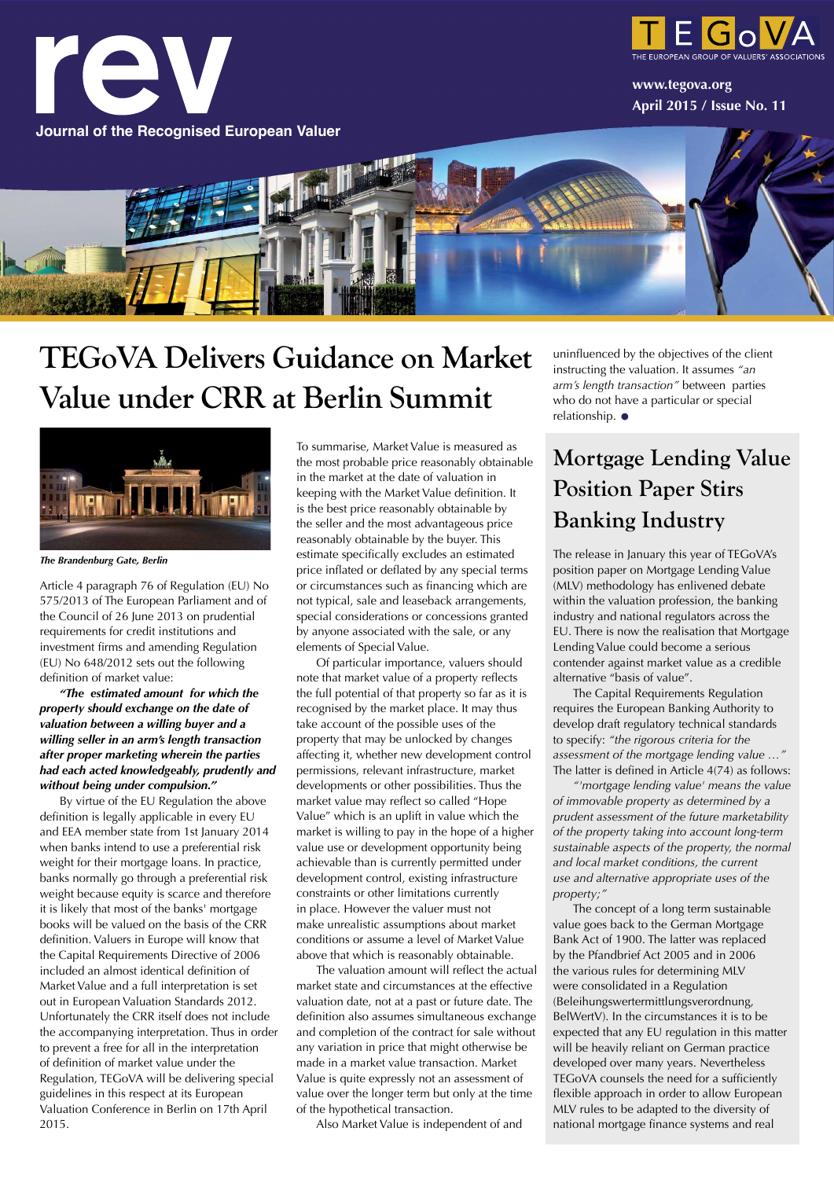# rev

Journal of the Recognised European Valuer

TEGoVA – THE EUROPEAN GROUP OF VALUERS' ASSOCIATIONS

www.tegova.org

April 2015 / Issue No. 11

## TEGoVA Delivers Guidance on Market Value under CRR at Berlin Summit

*The Brandenburg Gate, Berlin*

Article 4 paragraph 76 of Regulation (EU) No 575/2013 of The European Parliament and of the Council of 26 June 2013 on prudential requirements for credit institutions and investment firms and amending Regulation (EU) No 648/2012 sets out the following definition of market value:

***"The estimated amount for which the property should exchange on the date of valuation between a willing buyer and a willing seller in an arm's length transaction after proper marketing wherein the parties had each acted knowledgeably, prudently and without being under compulsion."***

By virtue of the EU Regulation the above definition is legally applicable in every EU and EEA member state from 1st January 2014 when banks intend to use a preferential risk weight for their mortgage loans. In practice, banks normally go through a preferential risk weight because equity is scarce and therefore it is likely that most of the banks' mortgage books will be valued on the basis of the CRR definition. Valuers in Europe will know that the Capital Requirements Directive of 2006 included an almost identical definition of Market Value and a full interpretation is set out in European Valuation Standards 2012. Unfortunately the CRR itself does not include the accompanying interpretation. Thus in order to prevent a free for all in the interpretation of definition of market value under the Regulation, TEGoVA will be delivering special guidelines in this respect at its European Valuation Conference in Berlin on 17th April 2015.

To summarise, Market Value is measured as the most probable price reasonably obtainable in the market at the date of valuation in keeping with the Market Value definition. It is the best price reasonably obtainable by the seller and the most advantageous price reasonably obtainable by the buyer. This estimate specifically excludes an estimated price inflated or deflated by any special terms or circumstances such as financing which are not typical, sale and leaseback arrangements, special considerations or concessions granted by anyone associated with the sale, or any elements of Special Value.

Of particular importance, valuers should note that market value of a property reflects the full potential of that property so far as it is recognised by the market place. It may thus take account of the possible uses of the property that may be unlocked by changes affecting it, whether new development control permissions, relevant infrastructure, market developments or other possibilities. Thus the market value may reflect so called "Hope Value" which is an uplift in value which the market is willing to pay in the hope of a higher value use or development opportunity being achievable than is currently permitted under development control, existing infrastructure constraints or other limitations currently in place. However the valuer must not make unrealistic assumptions about market conditions or assume a level of Market Value above that which is reasonably obtainable.

The valuation amount will reflect the actual market state and circumstances at the effective valuation date, not at a past or future date. The definition also assumes simultaneous exchange and completion of the contract for sale without any variation in price that might otherwise be made in a market value transaction. Market Value is quite expressly not an assessment of value over the longer term but only at the time of the hypothetical transaction.

Also Market Value is independent of and uninfluenced by the objectives of the client instructing the valuation. It assumes *"an arm's length transaction"* between parties who do not have a particular or special relationship. ●

## Mortgage Lending Value Position Paper Stirs Banking Industry

The release in January this year of TEGoVA's position paper on Mortgage Lending Value (MLV) methodology has enlivened debate within the valuation profession, the banking industry and national regulators across the EU. There is now the realisation that Mortgage Lending Value could become a serious contender against market value as a credible alternative "basis of value".

The Capital Requirements Regulation requires the European Banking Authority to develop draft regulatory technical standards to specify: *"the rigorous criteria for the assessment of the mortgage lending value …"* The latter is defined in Article 4(74) as follows:

*"'mortgage lending value' means the value of immovable property as determined by a prudent assessment of the future marketability of the property taking into account long-term sustainable aspects of the property, the normal and local market conditions, the current use and alternative appropriate uses of the property;"*

The concept of a long term sustainable value goes back to the German Mortgage Bank Act of 1900. The latter was replaced by the Pfandbrief Act 2005 and in 2006 the various rules for determining MLV were consolidated in a Regulation (Beleihungswertermittlungsverordnung, BelWertV). In the circumstances it is to be expected that any EU regulation in this matter will be heavily reliant on German practice developed over many years. Nevertheless TEGoVA counsels the need for a sufficiently flexible approach in order to allow European MLV rules to be adapted to the diversity of national mortgage finance systems and real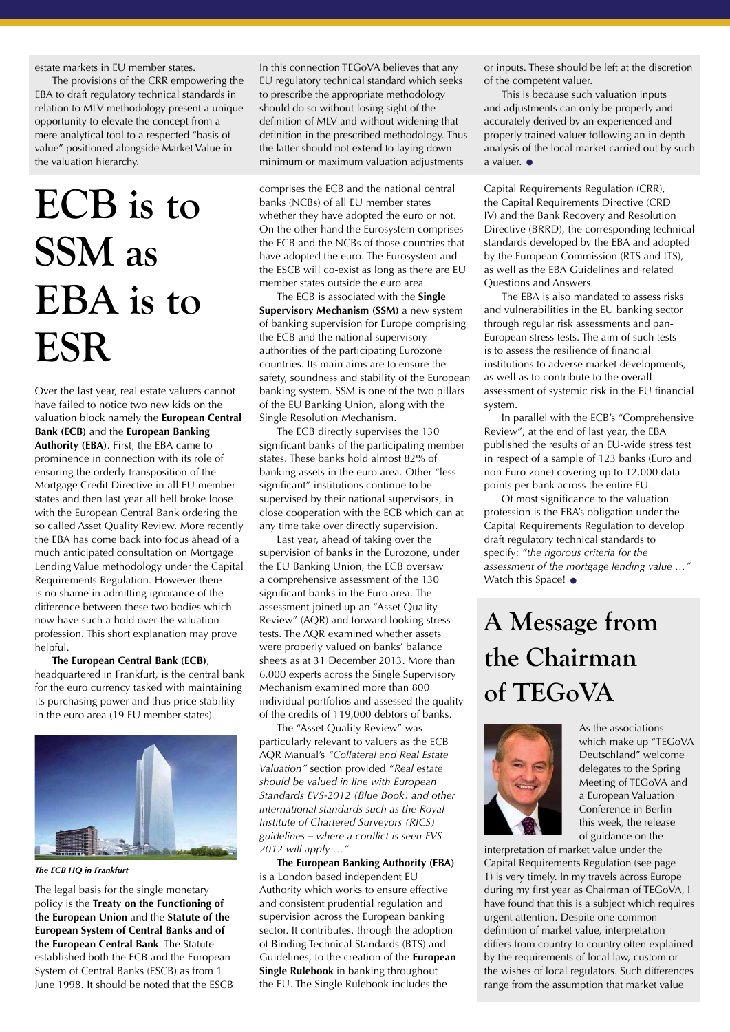estate markets in EU member states.

The provisions of the CRR empowering the EBA to draft regulatory technical standards in relation to MLV methodology present a unique opportunity to elevate the concept from a mere analytical tool to a respected "basis of value" positioned alongside Market Value in the valuation hierarchy.

In this connection TEGoVA believes that any EU regulatory technical standard which seeks to prescribe the appropriate methodology should do so without losing sight of the definition of MLV and without widening that definition in the prescribed methodology. Thus the latter should not extend to laying down minimum or maximum valuation adjustments or inputs. These should be left at the discretion of the competent valuer.

This is because such valuation inputs and adjustments can only be properly and accurately derived by an experienced and properly trained valuer following an in depth analysis of the local market carried out by such a valuer. ●

# ECB is to SSM as EBA is to ESR

Over the last year, real estate valuers cannot have failed to notice two new kids on the valuation block namely the **European Central Bank (ECB)** and the **European Banking Authority (EBA)**. First, the EBA came to prominence in connection with its role of ensuring the orderly transposition of the Mortgage Credit Directive in all EU member states and then last year all hell broke loose with the European Central Bank ordering the so called Asset Quality Review. More recently the EBA has come back into focus ahead of a much anticipated consultation on Mortgage Lending Value methodology under the Capital Requirements Regulation. However there is no shame in admitting ignorance of the difference between these two bodies which now have such a hold over the valuation profession. This short explanation may prove helpful.

**The European Central Bank (ECB)**, headquartered in Frankfurt, is the central bank for the euro currency tasked with maintaining its purchasing power and thus price stability in the euro area (19 EU member states).

*The ECB HQ in Frankfurt*

The legal basis for the single monetary policy is the **Treaty on the Functioning of the European Union** and the **Statute of the European System of Central Banks and of the European Central Bank**. The Statute established both the ECB and the European System of Central Banks (ESCB) as from 1 June 1998. It should be noted that the ESCB comprises the ECB and the national central banks (NCBs) of all EU member states whether they have adopted the euro or not. On the other hand the Eurosystem comprises the ECB and the NCBs of those countries that have adopted the euro. The Eurosystem and the ESCB will co-exist as long as there are EU member states outside the euro area.

The ECB is associated with the **Single Supervisory Mechanism (SSM)** a new system of banking supervision for Europe comprising the ECB and the national supervisory authorities of the participating Eurozone countries. Its main aims are to ensure the safety, soundness and stability of the European banking system. SSM is one of the two pillars of the EU Banking Union, along with the Single Resolution Mechanism.

The ECB directly supervises the 130 significant banks of the participating member states. These banks hold almost 82% of banking assets in the euro area. Other "less significant" institutions continue to be supervised by their national supervisors, in close cooperation with the ECB which can at any time take over directly supervision.

Last year, ahead of taking over the supervision of banks in the Eurozone, under the EU Banking Union, the ECB oversaw a comprehensive assessment of the 130 significant banks in the Euro area. The assessment joined up an "Asset Quality Review" (AQR) and forward looking stress tests. The AQR examined whether assets were properly valued on banks' balance sheets as at 31 December 2013. More than 6,000 experts across the Single Supervisory Mechanism examined more than 800 individual portfolios and assessed the quality of the credits of 119,000 debtors of banks.

The "Asset Quality Review" was particularly relevant to valuers as the ECB AQR Manual's *"Collateral and Real Estate Valuation"* section provided *"Real estate should be valued in line with European Standards EVS-2012 (Blue Book) and other international standards such as the Royal Institute of Chartered Surveyors (RICS) guidelines – where a conflict is seen EVS 2012 will apply …"*

**The European Banking Authority (EBA)** is a London based independent EU Authority which works to ensure effective and consistent prudential regulation and supervision across the European banking sector. It contributes, through the adoption of Binding Technical Standards (BTS) and Guidelines, to the creation of the **European Single Rulebook** in banking throughout the EU. The Single Rulebook includes the Capital Requirements Regulation (CRR), the Capital Requirements Directive (CRD IV) and the Bank Recovery and Resolution Directive (BRRD), the corresponding technical standards developed by the EBA and adopted by the European Commission (RTS and ITS), as well as the EBA Guidelines and related Questions and Answers.

The EBA is also mandated to assess risks and vulnerabilities in the EU banking sector through regular risk assessments and pan-European stress tests. The aim of such tests is to assess the resilience of financial institutions to adverse market developments, as well as to contribute to the overall assessment of systemic risk in the EU financial system.

In parallel with the ECB's "Comprehensive Review", at the end of last year, the EBA published the results of an EU-wide stress test in respect of a sample of 123 banks (Euro and non-Euro zone) covering up to 12,000 data points per bank across the entire EU.

Of most significance to the valuation profession is the EBA's obligation under the Capital Requirements Regulation to develop draft regulatory technical standards to specify: *"the rigorous criteria for the assessment of the mortgage lending value …"* Watch this Space! ●

# A Message from the Chairman of TEGoVA

As the associations which make up "TEGoVA Deutschland" welcome delegates to the Spring Meeting of TEGoVA and a European Valuation Conference in Berlin this week, the release of guidance on the interpretation of market value under the Capital Requirements Regulation (see page 1) is very timely. In my travels across Europe during my first year as Chairman of TEGoVA, I have found that this is a subject which requires urgent attention. Despite one common definition of market value, interpretation differs from country to country often explained by the requirements of local law, custom or the wishes of local regulators. Such differences range from the assumption that market value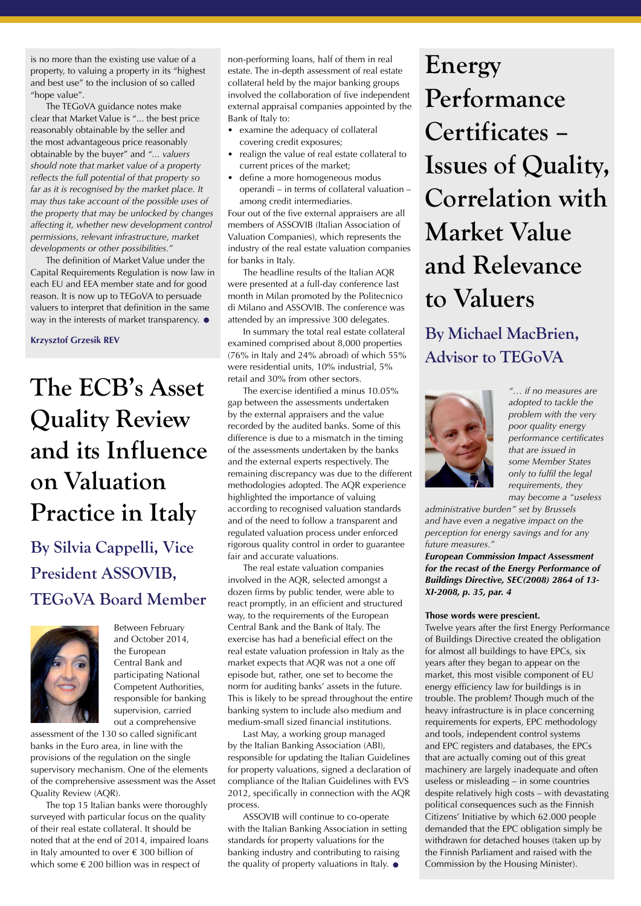is no more than the existing use value of a property, to valuing a property in its "highest and best use" to the inclusion of so called "hope value".

The TEGoVA guidance notes make clear that Market Value is "... the best price reasonably obtainable by the seller and the most advantageous price reasonably obtainable by the buyer" and *"... valuers should note that market value of a property reflects the full potential of that property so far as it is recognised by the market place. It may thus take account of the possible uses of the property that may be unlocked by changes affecting it, whether new development control permissions, relevant infrastructure, market developments or other possibilities."*

The definition of Market Value under the Capital Requirements Regulation is now law in each EU and EEA member state and for good reason. It is now up to TEGoVA to persuade valuers to interpret that definition in the same way in the interests of market transparency. ●

**Krzysztof Grzesik REV**

# The ECB's Asset Quality Review and its Influence on Valuation Practice in Italy

## By Silvia Cappelli, Vice President ASSOVIB, TEGoVA Board Member

Between February and October 2014, the European Central Bank and participating National Competent Authorities, responsible for banking supervision, carried out a comprehensive assessment of the 130 so called significant banks in the Euro area, in line with the provisions of the regulation on the single supervisory mechanism. One of the elements of the comprehensive assessment was the Asset Quality Review (AQR).

The top 15 Italian banks were thoroughly surveyed with particular focus on the quality of their real estate collateral. It should be noted that at the end of 2014, impaired loans in Italy amounted to over € 300 billion of which some € 200 billion was in respect of non-performing loans, half of them in real estate. The in-depth assessment of real estate collateral held by the major banking groups involved the collaboration of five independent external appraisal companies appointed by the Bank of Italy to:

- examine the adequacy of collateral covering credit exposures;
- realign the value of real estate collateral to current prices of the market;
- define a more homogeneous modus operandi – in terms of collateral valuation – among credit intermediaries.

Four out of the five external appraisers are all members of ASSOVIB (Italian Association of Valuation Companies), which represents the industry of the real estate valuation companies for banks in Italy.

The headline results of the Italian AQR were presented at a full-day conference last month in Milan promoted by the Politecnico di Milano and ASSOVIB. The conference was attended by an impressive 300 delegates.

In summary the total real estate collateral examined comprised about 8,000 properties (76% in Italy and 24% abroad) of which 55% were residential units, 10% industrial, 5% retail and 30% from other sectors.

The exercise identified a minus 10.05% gap between the assessments undertaken by the external appraisers and the value recorded by the audited banks. Some of this difference is due to a mismatch in the timing of the assessments undertaken by the banks and the external experts respectively. The remaining discrepancy was due to the different methodologies adopted. The AQR experience highlighted the importance of valuing according to recognised valuation standards and of the need to follow a transparent and regulated valuation process under enforced rigorous quality control in order to guarantee fair and accurate valuations.

The real estate valuation companies involved in the AQR, selected amongst a dozen firms by public tender, were able to react promptly, in an efficient and structured way, to the requirements of the European Central Bank and the Bank of Italy. The exercise has had a beneficial effect on the real estate valuation profession in Italy as the market expects that AQR was not a one off episode but, rather, one set to become the norm for auditing banks' assets in the future. This is likely to be spread throughout the entire banking system to include also medium and medium-small sized financial institutions.

Last May, a working group managed by the Italian Banking Association (ABI), responsible for updating the Italian Guidelines for property valuations, signed a declaration of compliance of the Italian Guidelines with EVS 2012, specifically in connection with the AQR process.

ASSOVIB will continue to co-operate with the Italian Banking Association in setting standards for property valuations for the banking industry and contributing to raising the quality of property valuations in Italy. ●

# Energy Performance Certificates – Issues of Quality, Correlation with Market Value and Relevance to Valuers

## By Michael MacBrien, Advisor to TEGoVA

*"… if no measures are adopted to tackle the problem with the very poor quality energy performance certificates that are issued in some Member States only to fulfil the legal requirements, they may become a "useless administrative burden" set by Brussels and have even a negative impact on the perception for energy savings and for any future measures."*

***European Commission Impact Assessment for the recast of the Energy Performance of Buildings Directive, SEC(2008) 2864 of 13-XI-2008, p. 35, par. 4***

**Those words were prescient.**

Twelve years after the first Energy Performance of Buildings Directive created the obligation for almost all buildings to have EPCs, six years after they began to appear on the market, this most visible component of EU energy efficiency law for buildings is in trouble. The problem? Though much of the heavy infrastructure is in place concerning requirements for experts, EPC methodology and tools, independent control systems and EPC registers and databases, the EPCs that are actually coming out of this great machinery are largely inadequate and often useless or misleading – in some countries despite relatively high costs – with devastating political consequences such as the Finnish Citizens' Initiative by which 62.000 people demanded that the EPC obligation simply be withdrawn for detached houses (taken up by the Finnish Parliament and raised with the Commission by the Housing Minister).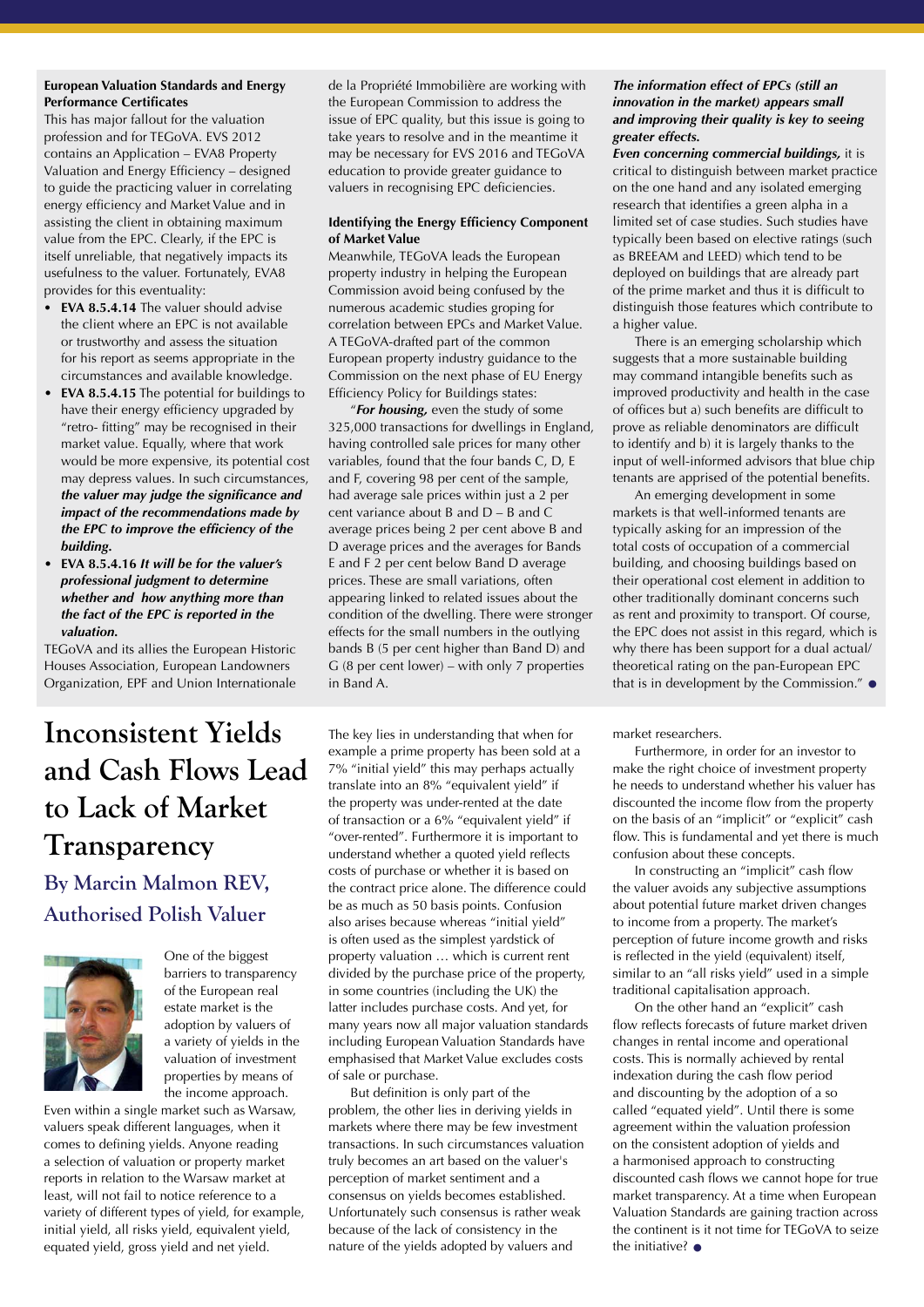**European Valuation Standards and Energy Performance Certificates**

This has major fallout for the valuation profession and for TEGoVA. EVS 2012 contains an Application – EVA8 Property Valuation and Energy Efficiency – designed to guide the practicing valuer in correlating energy efficiency and Market Value and in assisting the client in obtaining maximum value from the EPC. Clearly, if the EPC is itself unreliable, that negatively impacts its usefulness to the valuer. Fortunately, EVA8 provides for this eventuality:

- **EVA 8.5.4.14** The valuer should advise the client where an EPC is not available or trustworthy and assess the situation for his report as seems appropriate in the circumstances and available knowledge.
- **EVA 8.5.4.15** The potential for buildings to have their energy efficiency upgraded by "retro- fitting" may be recognised in their market value. Equally, where that work would be more expensive, its potential cost may depress values. In such circumstances, ***the valuer may judge the significance and impact of the recommendations made by the EPC to improve the efficiency of the building.***
- **EVA 8.5.4.16** ***It will be for the valuer's professional judgment to determine whether and how anything more than the fact of the EPC is reported in the valuation.***

TEGoVA and its allies the European Historic Houses Association, European Landowners Organization, EPF and Union Internationale de la Propriété Immobilière are working with the European Commission to address the issue of EPC quality, but this issue is going to take years to resolve and in the meantime it may be necessary for EVS 2016 and TEGoVA education to provide greater guidance to valuers in recognising EPC deficiencies.

**Identifying the Energy Efficiency Component of Market Value**

Meanwhile, TEGoVA leads the European property industry in helping the European Commission avoid being confused by the numerous academic studies groping for correlation between EPCs and Market Value. A TEGoVA-drafted part of the common European property industry guidance to the Commission on the next phase of EU Energy Efficiency Policy for Buildings states:

"***For housing,*** even the study of some 325,000 transactions for dwellings in England, having controlled sale prices for many other variables, found that the four bands C, D, E and F, covering 98 per cent of the sample, had average sale prices within just a 2 per cent variance about B and D – B and C average prices being 2 per cent above B and D average prices and the averages for Bands E and F 2 per cent below Band D average prices. These are small variations, often appearing linked to related issues about the condition of the dwelling. There were stronger effects for the small numbers in the outlying bands B (5 per cent higher than Band D) and G (8 per cent lower) – with only 7 properties in Band A.

***The information effect of EPCs (still an innovation in the market) appears small and improving their quality is key to seeing greater effects.***

***Even concerning commercial buildings,*** it is critical to distinguish between market practice on the one hand and any isolated emerging research that identifies a green alpha in a limited set of case studies. Such studies have typically been based on elective ratings (such as BREEAM and LEED) which tend to be deployed on buildings that are already part of the prime market and thus it is difficult to distinguish those features which contribute to a higher value.

There is an emerging scholarship which suggests that a more sustainable building may command intangible benefits such as improved productivity and health in the case of offices but a) such benefits are difficult to prove as reliable denominators are difficult to identify and b) it is largely thanks to the input of well-informed advisors that blue chip tenants are apprised of the potential benefits.

An emerging development in some markets is that well-informed tenants are typically asking for an impression of the total costs of occupation of a commercial building, and choosing buildings based on their operational cost element in addition to other traditionally dominant concerns such as rent and proximity to transport. Of course, the EPC does not assist in this regard, which is why there has been support for a dual actual/ theoretical rating on the pan-European EPC that is in development by the Commission."

# Inconsistent Yields and Cash Flows Lead to Lack of Market Transparency

## By Marcin Malmon REV, Authorised Polish Valuer

One of the biggest barriers to transparency of the European real estate market is the adoption by valuers of a variety of yields in the valuation of investment properties by means of the income approach. Even within a single market such as Warsaw, valuers speak different languages, when it comes to defining yields. Anyone reading a selection of valuation or property market reports in relation to the Warsaw market at least, will not fail to notice reference to a variety of different types of yield, for example, initial yield, all risks yield, equivalent yield, equated yield, gross yield and net yield.

The key lies in understanding that when for example a prime property has been sold at a 7% "initial yield" this may perhaps actually translate into an 8% "equivalent yield" if the property was under-rented at the date of transaction or a 6% "equivalent yield" if "over-rented". Furthermore it is important to understand whether a quoted yield reflects costs of purchase or whether it is based on the contract price alone. The difference could be as much as 50 basis points. Confusion also arises because whereas "initial yield" is often used as the simplest yardstick of property valuation … which is current rent divided by the purchase price of the property, in some countries (including the UK) the latter includes purchase costs. And yet, for many years now all major valuation standards including European Valuation Standards have emphasised that Market Value excludes costs of sale or purchase.

But definition is only part of the problem, the other lies in deriving yields in markets where there may be few investment transactions. In such circumstances valuation truly becomes an art based on the valuer's perception of market sentiment and a consensus on yields becomes established. Unfortunately such consensus is rather weak because of the lack of consistency in the nature of the yields adopted by valuers and market researchers.

Furthermore, in order for an investor to make the right choice of investment property he needs to understand whether his valuer has discounted the income flow from the property on the basis of an "implicit" or "explicit" cash flow. This is fundamental and yet there is much confusion about these concepts.

In constructing an "implicit" cash flow the valuer avoids any subjective assumptions about potential future market driven changes to income from a property. The market's perception of future income growth and risks is reflected in the yield (equivalent) itself, similar to an "all risks yield" used in a simple traditional capitalisation approach.

On the other hand an "explicit" cash flow reflects forecasts of future market driven changes in rental income and operational costs. This is normally achieved by rental indexation during the cash flow period and discounting by the adoption of a so called "equated yield". Until there is some agreement within the valuation profession on the consistent adoption of yields and a harmonised approach to constructing discounted cash flows we cannot hope for true market transparency. At a time when European Valuation Standards are gaining traction across the continent is it not time for TEGoVA to seize the initiative?